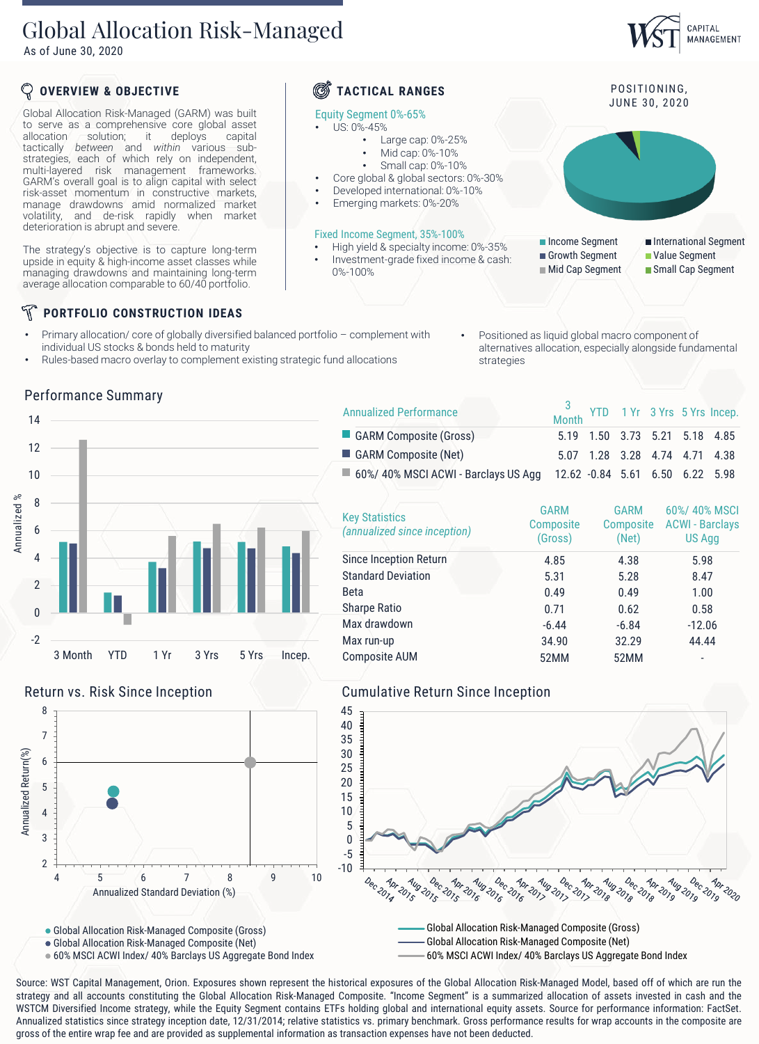# Global Allocation Risk-Managed

As of June 30, 2020

WST CAPITAL MANAGEMENT

## OVERVIEW & OBJECTIVE

Global Allocation Risk-Managed (GARM) was built to serve as a comprehensive core global asset allocation solution; it deploys capital tactically *between* and *within* various sub-strategies, each of which rely on independent, multi-layered risk management frameworks. GARM's overall goal is to align capital with select risk-asset momentum in constructive markets, manage drawdowns amid normalized market volatility, and de-risk rapidly when market deterioration is abrupt and severe.

The strategy's objective is to capture long-term upside in equity & high-income asset classes while managing drawdowns and maintaining long-term average allocation comparable to 60/40 portfolio.

## TACTICAL RANGES

Equity Segment 0%-65%

- US: 0%-45%
  - Large cap: 0%-25%
  - Mid cap: 0%-10%
  - Small cap: 0%-10%
- Core global & global sectors: 0%-30%
- Developed international: 0%-10%
- Emerging markets: 0%-20%

Fixed Income Segment, 35%-100%

- High yield & specialty income: 0%-35%
- Investment-grade fixed income & cash: 0%-100%

POSITIONING, JUNE 30, 2020

- Income Segment
- International Segment
- Growth Segment
- Value Segment
- Mid Cap Segment
- Small Cap Segment

## PORTFOLIO CONSTRUCTION IDEAS

- Primary allocation/ core of globally diversified balanced portfolio – complement with individual US stocks & bonds held to maturity
- Rules-based macro overlay to complement existing strategic fund allocations
- Positioned as liquid global macro component of alternatives allocation, especially alongside fundamental strategies

## Performance Summary

| Annualized Performance | 3 Month | YTD | 1 Yr | 3 Yrs | 5 Yrs | Incep. |
|---|---|---|---|---|---|---|
| GARM Composite (Gross) | 5.19 | 1.50 | 3.73 | 5.21 | 5.18 | 4.85 |
| GARM Composite (Net) | 5.07 | 1.28 | 3.28 | 4.74 | 4.71 | 4.38 |
| 60%/ 40% MSCI ACWI - Barclays US Agg | 12.62 | -0.84 | 5.61 | 6.50 | 6.22 | 5.98 |

| Key Statistics *(annualized since inception)* | GARM Composite (Gross) | GARM Composite (Net) | 60%/ 40% MSCI ACWI - Barclays US Agg |
|---|---|---|---|
| Since Inception Return | 4.85 | 4.38 | 5.98 |
| Standard Deviation | 5.31 | 5.28 | 8.47 |
| Beta | 0.49 | 0.49 | 1.00 |
| Sharpe Ratio | 0.71 | 0.62 | 0.58 |
| Max drawdown | -6.44 | -6.84 | -12.06 |
| Max run-up | 34.90 | 32.29 | 44.44 |
| Composite AUM | 52MM | 52MM | - |

## Return vs. Risk Since Inception

- Global Allocation Risk-Managed Composite (Gross)
- Global Allocation Risk-Managed Composite (Net)
- 60% MSCI ACWI Index/ 40% Barclays US Aggregate Bond Index

## Cumulative Return Since Inception

- Global Allocation Risk-Managed Composite (Gross)
- Global Allocation Risk-Managed Composite (Net)
- 60% MSCI ACWI Index/ 40% Barclays US Aggregate Bond Index

Source: WST Capital Management, Orion. Exposures shown represent the historical exposures of the Global Allocation Risk-Managed Model, based off of which are run the strategy and all accounts constituting the Global Allocation Risk-Managed Composite. "Income Segment" is a summarized allocation of assets invested in cash and the WSTCM Diversified Income strategy, while the Equity Segment contains ETFs holding global and international equity assets. Source for performance information: FactSet. Annualized statistics since strategy inception date, 12/31/2014; relative statistics vs. primary benchmark. Gross performance results for wrap accounts in the composite are gross of the entire wrap fee and are provided as supplemental information as transaction expenses have not been deducted.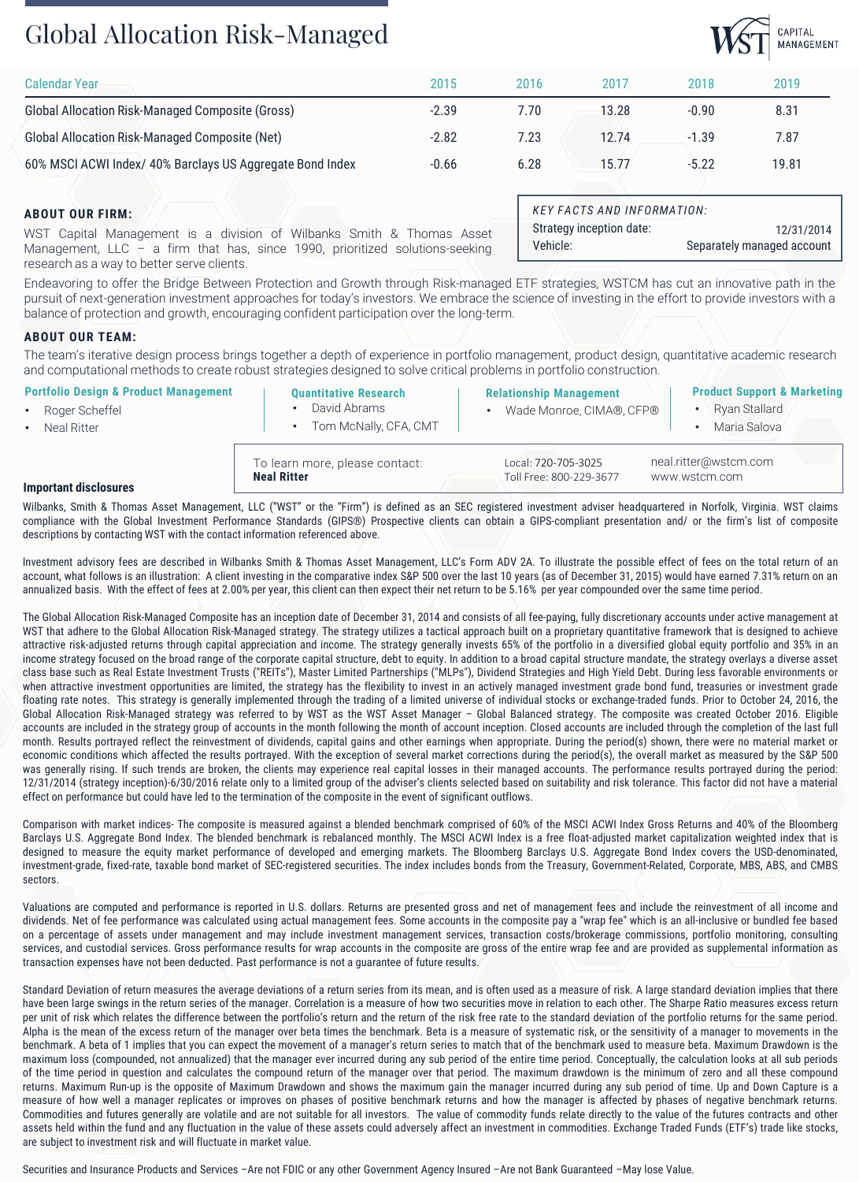# Global Allocation Risk-Managed

WST CAPITAL MANAGEMENT

| Calendar Year | 2015 | 2016 | 2017 | 2018 | 2019 |
|---|---|---|---|---|---|
| Global Allocation Risk-Managed Composite (Gross) | -2.39 | 7.70 | 13.28 | -0.90 | 8.31 |
| Global Allocation Risk-Managed Composite (Net) | -2.82 | 7.23 | 12.74 | -1.39 | 7.87 |
| 60% MSCI ACWI Index/ 40% Barclays US Aggregate Bond Index | -0.66 | 6.28 | 15.77 | -5.22 | 19.81 |

## ABOUT OUR FIRM:

WST Capital Management is a division of Wilbanks Smith & Thomas Asset Management, LLC – a firm that has, since 1990, prioritized solutions-seeking research as a way to better serve clients.

*KEY FACTS AND INFORMATION:*

| | |
|---|---|
| Strategy inception date: | 12/31/2014 |
| Vehicle: | Separately managed account |

Endeavoring to offer the Bridge Between Protection and Growth through Risk-managed ETF strategies, WSTCM has cut an innovative path in the pursuit of next-generation investment approaches for today's investors. We embrace the science of investing in the effort to provide investors with a balance of protection and growth, encouraging confident participation over the long-term.

## ABOUT OUR TEAM:

The team's iterative design process brings together a depth of experience in portfolio management, product design, quantitative academic research and computational methods to create robust strategies designed to solve critical problems in portfolio construction.

**Portfolio Design & Product Management**
- Roger Scheffel
- Neal Ritter

**Quantitative Research**
- David Abrams
- Tom McNally, CFA, CMT

**Relationship Management**
- Wade Monroe, CIMA®, CFP®

**Product Support & Marketing**
- Ryan Stallard
- Maria Salova

To learn more, please contact:
**Neal Ritter**
Local: 720-705-3025
Toll Free: 800-229-3677
neal.ritter@wstcm.com
www.wstcm.com

### Important disclosures

Wilbanks, Smith & Thomas Asset Management, LLC ("WST" or the "Firm") is defined as an SEC registered investment adviser headquartered in Norfolk, Virginia. WST claims compliance with the Global Investment Performance Standards (GIPS®) Prospective clients can obtain a GIPS-compliant presentation and/ or the firm's list of composite descriptions by contacting WST with the contact information referenced above.

Investment advisory fees are described in Wilbanks Smith & Thomas Asset Management, LLC's Form ADV 2A. To illustrate the possible effect of fees on the total return of an account, what follows is an illustration: A client investing in the comparative index S&P 500 over the last 10 years (as of December 31, 2015) would have earned 7.31% return on an annualized basis. With the effect of fees at 2.00% per year, this client can then expect their net return to be 5.16% per year compounded over the same time period.

The Global Allocation Risk-Managed Composite has an inception date of December 31, 2014 and consists of all fee-paying, fully discretionary accounts under active management at WST that adhere to the Global Allocation Risk-Managed strategy. The strategy utilizes a tactical approach built on a proprietary quantitative framework that is designed to achieve attractive risk-adjusted returns through capital appreciation and income. The strategy generally invests 65% of the portfolio in a diversified global equity portfolio and 35% in an income strategy focused on the broad range of the corporate capital structure, debt to equity. In addition to a broad capital structure mandate, the strategy overlays a diverse asset class base such as Real Estate Investment Trusts ("REITs"), Master Limited Partnerships ("MLPs"), Dividend Strategies and High Yield Debt. During less favorable environments or when attractive investment opportunities are limited, the strategy has the flexibility to invest in an actively managed investment grade bond fund, treasuries or investment grade floating rate notes. This strategy is generally implemented through the trading of a limited universe of individual stocks or exchange-traded funds. Prior to October 24, 2016, the Global Allocation Risk-Managed strategy was referred to by WST as the WST Asset Manager – Global Balanced strategy. The composite was created October 2016. Eligible accounts are included in the strategy group of accounts in the month following the month of account inception. Closed accounts are included through the completion of the last full month. Results portrayed reflect the reinvestment of dividends, capital gains and other earnings when appropriate. During the period(s) shown, there were no material market or economic conditions which affected the results portrayed. With the exception of several market corrections during the period(s), the overall market as measured by the S&P 500 was generally rising. If such trends are broken, the clients may experience real capital losses in their managed accounts. The performance results portrayed during the period: 12/31/2014 (strategy inception)-6/30/2016 relate only to a limited group of the adviser's clients selected based on suitability and risk tolerance. This factor did not have a material effect on performance but could have led to the termination of the composite in the event of significant outflows.

Comparison with market indices- The composite is measured against a blended benchmark comprised of 60% of the MSCI ACWI Index Gross Returns and 40% of the Bloomberg Barclays U.S. Aggregate Bond Index. The blended benchmark is rebalanced monthly. The MSCI ACWI Index is a free float-adjusted market capitalization weighted index that is designed to measure the equity market performance of developed and emerging markets. The Bloomberg Barclays U.S. Aggregate Bond Index covers the USD-denominated, investment-grade, fixed-rate, taxable bond market of SEC-registered securities. The index includes bonds from the Treasury, Government-Related, Corporate, MBS, ABS, and CMBS sectors.

Valuations are computed and performance is reported in U.S. dollars. Returns are presented gross and net of management fees and include the reinvestment of all income and dividends. Net of fee performance was calculated using actual management fees. Some accounts in the composite pay a "wrap fee" which is an all-inclusive or bundled fee based on a percentage of assets under management and may include investment management services, transaction costs/brokerage commissions, portfolio monitoring, consulting services, and custodial services. Gross performance results for wrap accounts in the composite are gross of the entire wrap fee and are provided as supplemental information as transaction expenses have not been deducted. Past performance is not a guarantee of future results.

Standard Deviation of return measures the average deviations of a return series from its mean, and is often used as a measure of risk. A large standard deviation implies that there have been large swings in the return series of the manager. Correlation is a measure of how two securities move in relation to each other. The Sharpe Ratio measures excess return per unit of risk which relates the difference between the portfolio's return and the return of the risk free rate to the standard deviation of the portfolio returns for the same period. Alpha is the mean of the excess return of the manager over beta times the benchmark. Beta is a measure of systematic risk, or the sensitivity of a manager to movements in the benchmark. A beta of 1 implies that you can expect the movement of a manager's return series to match that of the benchmark used to measure beta. Maximum Drawdown is the maximum loss (compounded, not annualized) that the manager ever incurred during any sub period of the entire time period. Conceptually, the calculation looks at all sub periods of the time period in question and calculates the compound return of the manager over that period. The maximum drawdown is the minimum of zero and all these compound returns. Maximum Run-up is the opposite of Maximum Drawdown and shows the maximum gain the manager incurred during any sub period of time. Up and Down Capture is a measure of how well a manager replicates or improves on phases of positive benchmark returns and how the manager is affected by phases of negative benchmark returns. Commodities and futures generally are volatile and are not suitable for all investors. The value of commodity funds relate directly to the value of the futures contracts and other assets held within the fund and any fluctuation in the value of these assets could adversely affect an investment in commodities. Exchange Traded Funds (ETF's) trade like stocks, are subject to investment risk and will fluctuate in market value.

Securities and Insurance Products and Services –Are not FDIC or any other Government Agency Insured –Are not Bank Guaranteed –May lose Value.